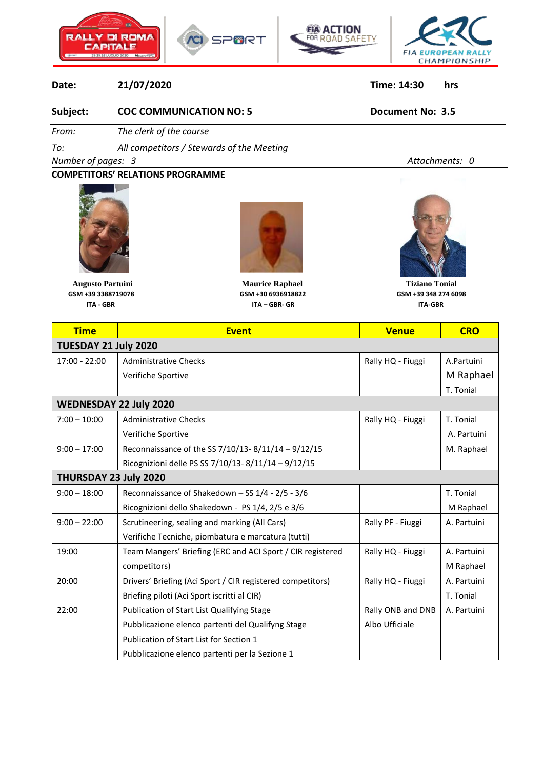| **Date:** | **21/07/2020** | **Time: 14:30 hrs** |
|---|---|---|
| **Subject:** | **COC COMMUNICATION NO: 5** | **Document No: 3.5** |

*From:* *The clerk of the course*

*To:* *All competitors / Stewards of the Meeting*

*Number of pages: 3* *Attachments: 0*

**COMPETITORS' RELATIONS PROGRAMME**

**Augusto Partuini**
**GSM +39 3388719078**
**ITA - GBR**

**Maurice Raphael**
**GSM +30 6936918822**
**ITA – GBR- GR**

**Tiziano Tonial**
**GSM +39 348 274 6098**
**ITA-GBR**

| Time | Event | Venue | CRO |
|---|---|---|---|
| **TUESDAY 21 July 2020** | | | |
| 17:00 - 22:00 | Administrative Checks<br>Verifiche Sportive | Rally HQ - Fiuggi | A.Partuini<br>M Raphael<br>T. Tonial |
| **WEDNESDAY 22 July 2020** | | | |
| 7:00 – 10:00 | Administrative Checks<br>Verifiche Sportive | Rally HQ - Fiuggi | T. Tonial<br>A. Partuini |
| 9:00 – 17:00 | Reconnaissance of the SS 7/10/13- 8/11/14 – 9/12/15<br>Ricognizioni delle PS SS 7/10/13- 8/11/14 – 9/12/15 | | M. Raphael |
| **THURSDAY 23 July 2020** | | | |
| 9:00 – 18:00 | Reconnaissance of Shakedown – SS 1/4 - 2/5 - 3/6<br>Ricognizioni dello Shakedown - PS 1/4, 2/5 e 3/6 | | T. Tonial<br>M Raphael |
| 9:00 – 22:00 | Scrutineering, sealing and marking (All Cars)<br>Verifiche Tecniche, piombatura e marcatura (tutti) | Rally PF - Fiuggi | A. Partuini |
| 19:00 | Team Mangers' Briefing (ERC and ACI Sport / CIR registered competitors) | Rally HQ - Fiuggi | A. Partuini<br>M Raphael |
| 20:00 | Drivers' Briefing (Aci Sport / CIR registered competitors)<br>Briefing piloti (Aci Sport iscritti al CIR) | Rally HQ - Fiuggi | A. Partuini<br>T. Tonial |
| 22:00 | Publication of Start List Qualifying Stage<br>Pubblicazione elenco partenti del Qualifyng Stage<br>Publication of Start List for Section 1<br>Pubblicazione elenco partenti per la Sezione 1 | Rally ONB and DNB<br>Albo Ufficiale | A. Partuini |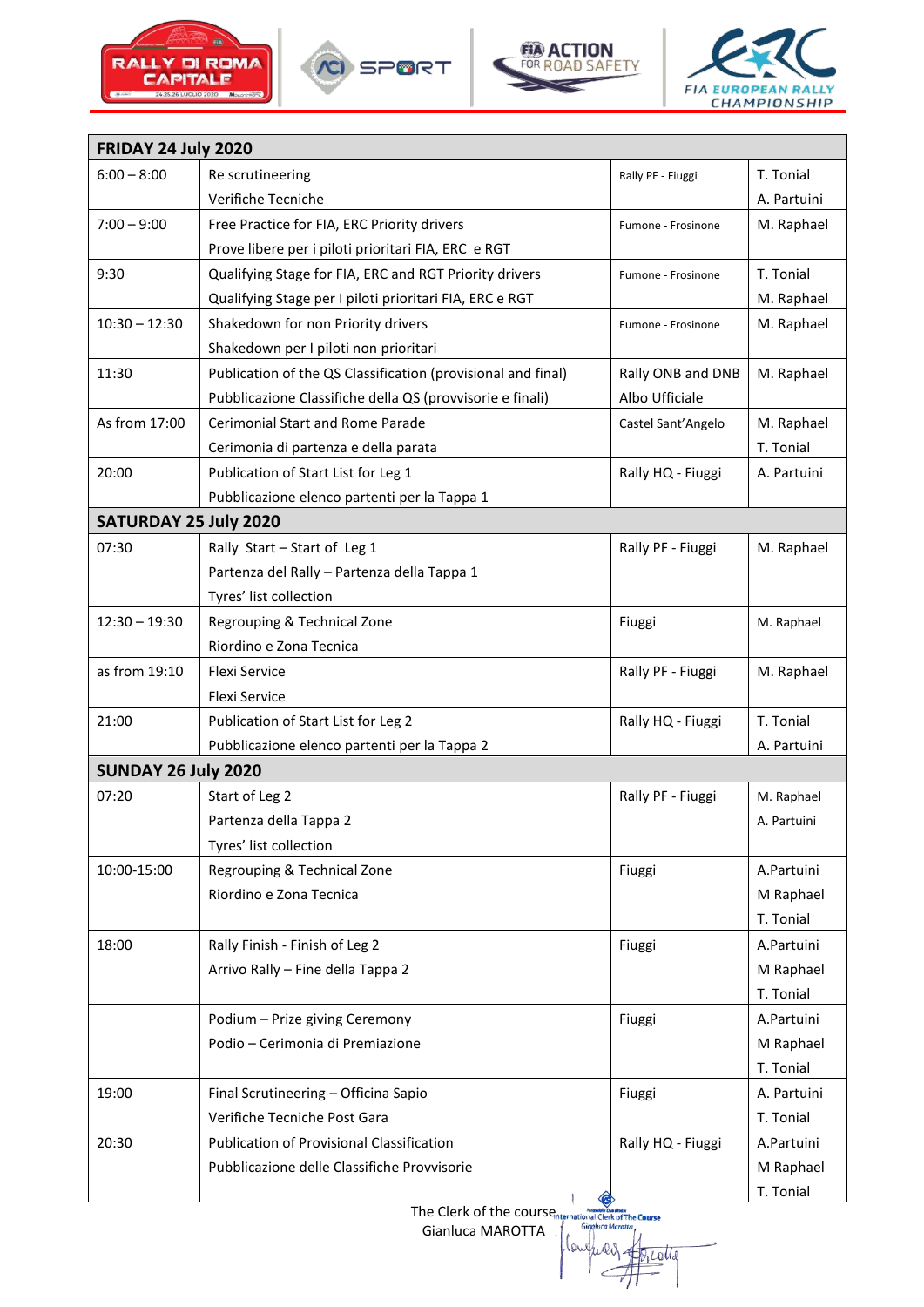| | | | |
|---|---|---|---|
| **FRIDAY 24 July 2020** | | | |
| 6:00 – 8:00 | Re scrutineering<br>Verifiche Tecniche | Rally PF - Fiuggi | T. Tonial<br>A. Partuini |
| 7:00 – 9:00 | Free Practice for FIA, ERC Priority drivers<br>Prove libere per i piloti prioritari FIA, ERC e RGT | Fumone - Frosinone | M. Raphael |
| 9:30 | Qualifying Stage for FIA, ERC and RGT Priority drivers<br>Qualifying Stage per I piloti prioritari FIA, ERC e RGT | Fumone - Frosinone | T. Tonial<br>M. Raphael |
| 10:30 – 12:30 | Shakedown for non Priority drivers<br>Shakedown per I piloti non prioritari | Fumone - Frosinone | M. Raphael |
| 11:30 | Publication of the QS Classification (provisional and final)<br>Pubblicazione Classifiche della QS (provvisorie e finali) | Rally ONB and DNB<br>Albo Ufficiale | M. Raphael |
| As from 17:00 | Cerimonial Start and Rome Parade<br>Cerimonia di partenza e della parata | Castel Sant'Angelo | M. Raphael<br>T. Tonial |
| 20:00 | Publication of Start List for Leg 1<br>Pubblicazione elenco partenti per la Tappa 1 | Rally HQ - Fiuggi | A. Partuini |
| **SATURDAY 25 July 2020** | | | |
| 07:30 | Rally Start – Start of Leg 1<br>Partenza del Rally – Partenza della Tappa 1<br>Tyres' list collection | Rally PF - Fiuggi | M. Raphael |
| 12:30 – 19:30 | Regrouping & Technical Zone<br>Riordino e Zona Tecnica | Fiuggi | M. Raphael |
| as from 19:10 | Flexi Service<br>Flexi Service | Rally PF - Fiuggi | M. Raphael |
| 21:00 | Publication of Start List for Leg 2<br>Pubblicazione elenco partenti per la Tappa 2 | Rally HQ - Fiuggi | T. Tonial<br>A. Partuini |
| **SUNDAY 26 July 2020** | | | |
| 07:20 | Start of Leg 2<br>Partenza della Tappa 2<br>Tyres' list collection | Rally PF - Fiuggi | M. Raphael<br>A. Partuini |
| 10:00-15:00 | Regrouping & Technical Zone<br>Riordino e Zona Tecnica | Fiuggi | A.Partuini<br>M Raphael<br>T. Tonial |
| 18:00 | Rally Finish - Finish of Leg 2<br>Arrivo Rally – Fine della Tappa 2 | Fiuggi | A.Partuini<br>M Raphael<br>T. Tonial |
| | Podium – Prize giving Ceremony<br>Podio – Cerimonia di Premiazione | Fiuggi | A.Partuini<br>M Raphael<br>T. Tonial |
| 19:00 | Final Scrutineering – Officina Sapio<br>Verifiche Tecniche Post Gara | Fiuggi | A. Partuini<br>T. Tonial |
| 20:30 | Publication of Provisional Classification<br>Pubblicazione delle Classifiche Provvisorie | Rally HQ - Fiuggi | A.Partuini<br>M Raphael<br>T. Tonial |

The Clerk of the course
Gianluca MAROTTA